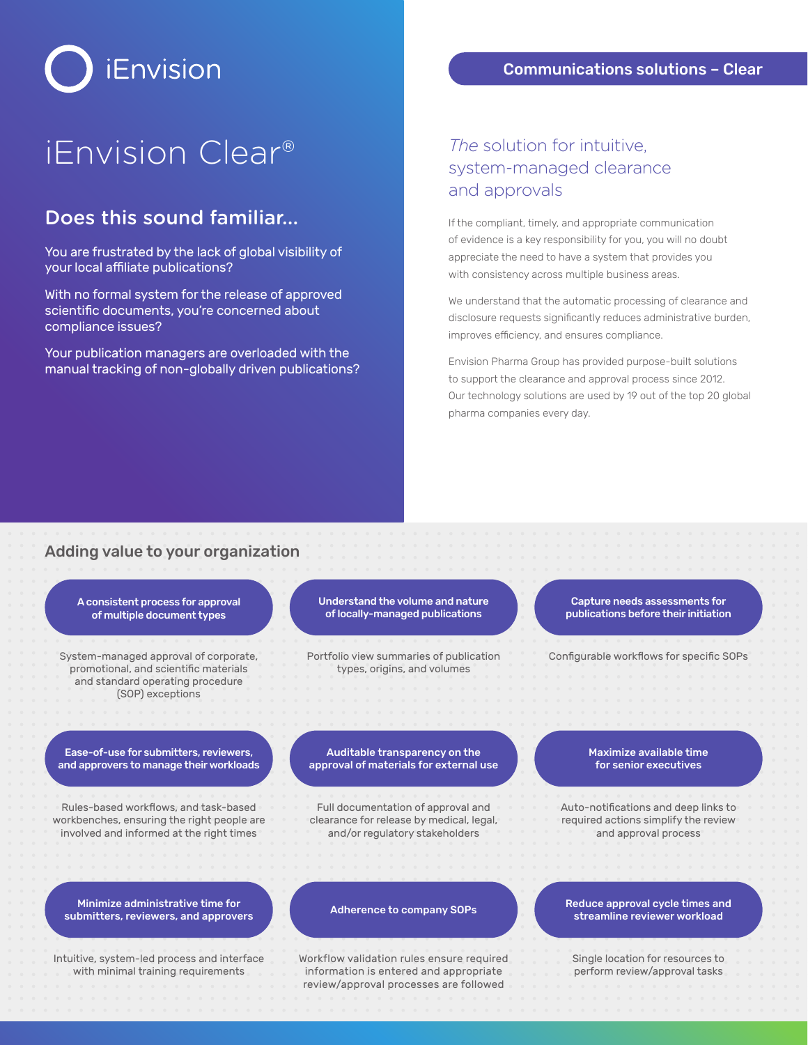iEnvision

# iEnvision Clear®

## Does this sound familiar...

You are frustrated by the lack of global visibility of your local affiliate publications?

With no formal system for the release of approved scientific documents, you're concerned about compliance issues?

Your publication managers are overloaded with the manual tracking of non-globally driven publications?

**Communications solutions – Clear**

## *The* solution for intuitive, system-managed clearance and approvals

If the compliant, timely, and appropriate communication of evidence is a key responsibility for you, you will no doubt appreciate the need to have a system that provides you with consistency across multiple business areas.

We understand that the automatic processing of clearance and disclosure requests significantly reduces administrative burden, improves efficiency, and ensures compliance.

Envision Pharma Group has provided purpose-built solutions to support the clearance and approval process since 2012. Our technology solutions are used by 19 out of the top 20 global pharma companies every day.

## Adding value to your organization

**A consistent process for approval of multiple document types**

System-managed approval of corporate, promotional, and scientific materials and standard operating procedure (SOP) exceptions

**Understand the volume and nature of locally-managed publications**

Portfolio view summaries of publication types, origins, and volumes

**Capture needs assessments for publications before their initiation**

Configurable workflows for specific SOPs

**Ease-of-use for submitters, reviewers, and approvers to manage their workloads**

Rules-based workflows, and task-based workbenches, ensuring the right people are involved and informed at the right times

**Auditable transparency on the approval of materials for external use**

Full documentation of approval and clearance for release by medical, legal, and/or regulatory stakeholders

**Maximize available time for senior executives**

Auto-notifications and deep links to required actions simplify the review and approval process

**Minimize administrative time for submitters, reviewers, and approvers**

Intuitive, system-led process and interface with minimal training requirements

**Adherence to company SOPs**

Workflow validation rules ensure required information is entered and appropriate review/approval processes are followed

**Reduce approval cycle times and streamline reviewer workload**

Single location for resources to perform review/approval tasks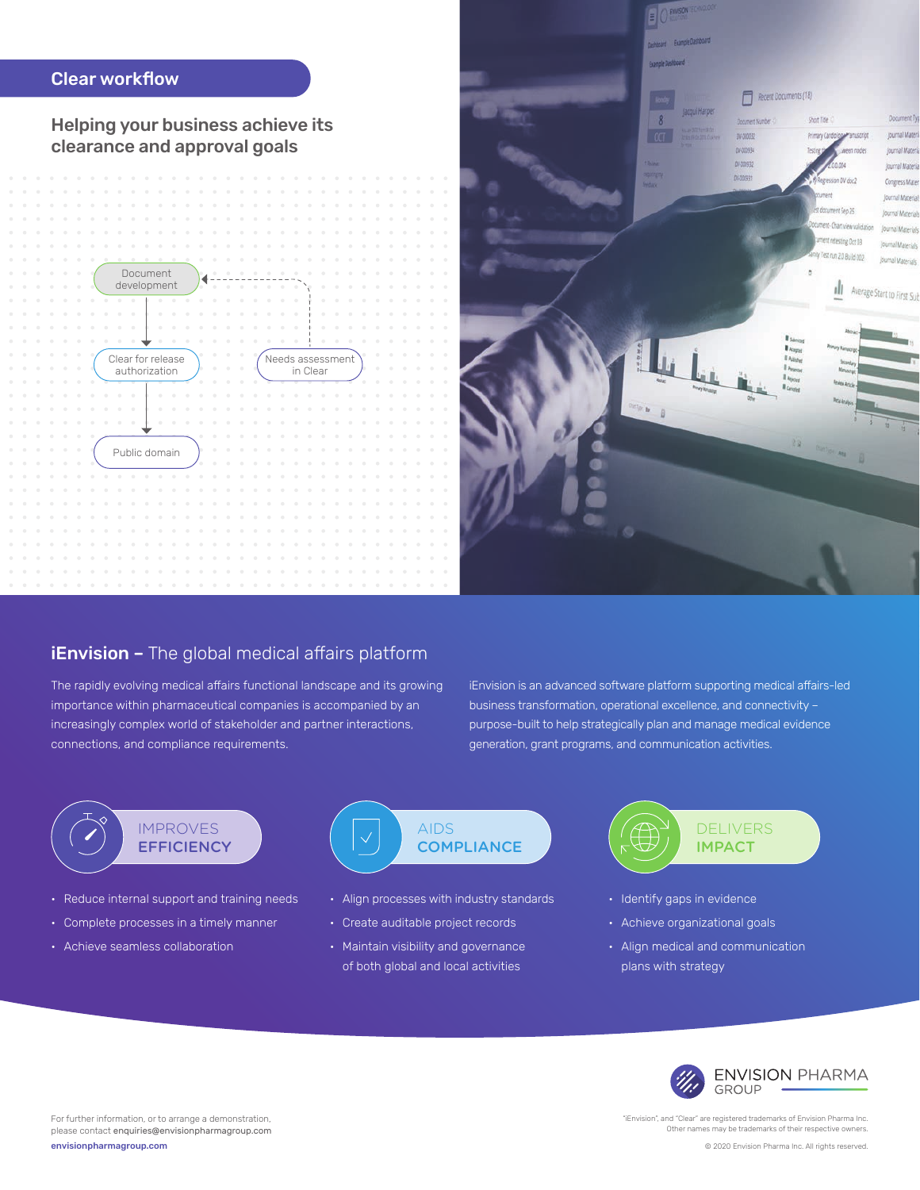## Clear workflow

### Helping your business achieve its clearance and approval goals

Document development

Clear for release authorization

Needs assessment in Clear

Public domain

## iEnvision – The global medical affairs platform

The rapidly evolving medical affairs functional landscape and its growing importance within pharmaceutical companies is accompanied by an increasingly complex world of stakeholder and partner interactions, connections, and compliance requirements.

iEnvision is an advanced software platform supporting medical affairs-led business transformation, operational excellence, and connectivity – purpose-built to help strategically plan and manage medical evidence generation, grant programs, and communication activities.

### IMPROVES EFFICIENCY

- Reduce internal support and training needs
- Complete processes in a timely manner
- Achieve seamless collaboration

### AIDS COMPLIANCE

- Align processes with industry standards
- Create auditable project records
- Maintain visibility and governance of both global and local activities

### DELIVERS IMPACT

- Identify gaps in evidence
- Achieve organizational goals
- Align medical and communication plans with strategy

ENVISION PHARMA GROUP

For further information, or to arrange a demonstration, please contact enquiries@envisionpharmagroup.com

envisionpharmagroup.com

"iEnvision", and "Clear" are registered trademarks of Envision Pharma Inc. Other names may be trademarks of their respective owners.

© 2020 Envision Pharma Inc. All rights reserved.